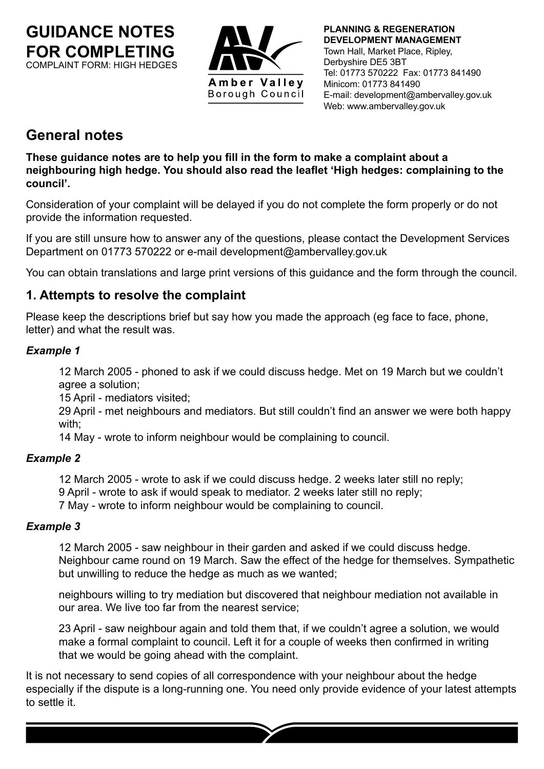# GUIDANCE NOTES FOR COMPLETING

COMPLAINT FORM: HIGH HEDGES

Amber Valley Borough Council

**PLANNING & REGENERATION DEVELOPMENT MANAGEMENT**
Town Hall, Market Place, Ripley, Derbyshire DE5 3BT
Tel: 01773 570222 Fax: 01773 841490
Minicom: 01773 841490
E-mail: development@ambervalley.gov.uk
Web: www.ambervalley.gov.uk

## General notes

**These guidance notes are to help you fill in the form to make a complaint about a neighbouring high hedge. You should also read the leaflet 'High hedges: complaining to the council'.**

Consideration of your complaint will be delayed if you do not complete the form properly or do not provide the information requested.

If you are still unsure how to answer any of the questions, please contact the Development Services Department on 01773 570222 or e-mail development@ambervalley.gov.uk

You can obtain translations and large print versions of this guidance and the form through the council.

### 1. Attempts to resolve the complaint

Please keep the descriptions brief but say how you made the approach (eg face to face, phone, letter) and what the result was.

#### *Example 1*

12 March 2005 - phoned to ask if we could discuss hedge. Met on 19 March but we couldn't agree a solution;
15 April - mediators visited;
29 April - met neighbours and mediators. But still couldn't find an answer we were both happy with;
14 May - wrote to inform neighbour would be complaining to council.

#### *Example 2*

12 March 2005 - wrote to ask if we could discuss hedge. 2 weeks later still no reply;
9 April - wrote to ask if would speak to mediator. 2 weeks later still no reply;
7 May - wrote to inform neighbour would be complaining to council.

#### *Example 3*

12 March 2005 - saw neighbour in their garden and asked if we could discuss hedge. Neighbour came round on 19 March. Saw the effect of the hedge for themselves. Sympathetic but unwilling to reduce the hedge as much as we wanted;

neighbours willing to try mediation but discovered that neighbour mediation not available in our area. We live too far from the nearest service;

23 April - saw neighbour again and told them that, if we couldn't agree a solution, we would make a formal complaint to council. Left it for a couple of weeks then confirmed in writing that we would be going ahead with the complaint.

It is not necessary to send copies of all correspondence with your neighbour about the hedge especially if the dispute is a long-running one. You need only provide evidence of your latest attempts to settle it.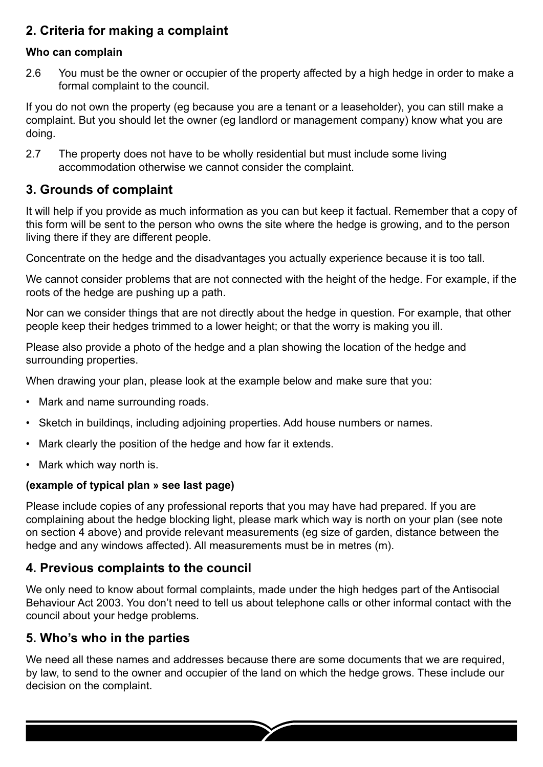## 2. Criteria for making a complaint

**Who can complain**

2.6 You must be the owner or occupier of the property affected by a high hedge in order to make a formal complaint to the council.

If you do not own the property (eg because you are a tenant or a leaseholder), you can still make a complaint. But you should let the owner (eg landlord or management company) know what you are doing.

2.7 The property does not have to be wholly residential but must include some living accommodation otherwise we cannot consider the complaint.

## 3. Grounds of complaint

It will help if you provide as much information as you can but keep it factual. Remember that a copy of this form will be sent to the person who owns the site where the hedge is growing, and to the person living there if they are different people.

Concentrate on the hedge and the disadvantages you actually experience because it is too tall.

We cannot consider problems that are not connected with the height of the hedge. For example, if the roots of the hedge are pushing up a path.

Nor can we consider things that are not directly about the hedge in question. For example, that other people keep their hedges trimmed to a lower height; or that the worry is making you ill.

Please also provide a photo of the hedge and a plan showing the location of the hedge and surrounding properties.

When drawing your plan, please look at the example below and make sure that you:

- Mark and name surrounding roads.
- Sketch in buildinqs, including adjoining properties. Add house numbers or names.
- Mark clearly the position of the hedge and how far it extends.
- Mark which way north is.

**(example of typical plan » see last page)**

Please include copies of any professional reports that you may have had prepared. If you are complaining about the hedge blocking light, please mark which way is north on your plan (see note on section 4 above) and provide relevant measurements (eg size of garden, distance between the hedge and any windows affected). All measurements must be in metres (m).

## 4. Previous complaints to the council

We only need to know about formal complaints, made under the high hedges part of the Antisocial Behaviour Act 2003. You don't need to tell us about telephone calls or other informal contact with the council about your hedge problems.

## 5. Who's who in the parties

We need all these names and addresses because there are some documents that we are required, by law, to send to the owner and occupier of the land on which the hedge grows. These include our decision on the complaint.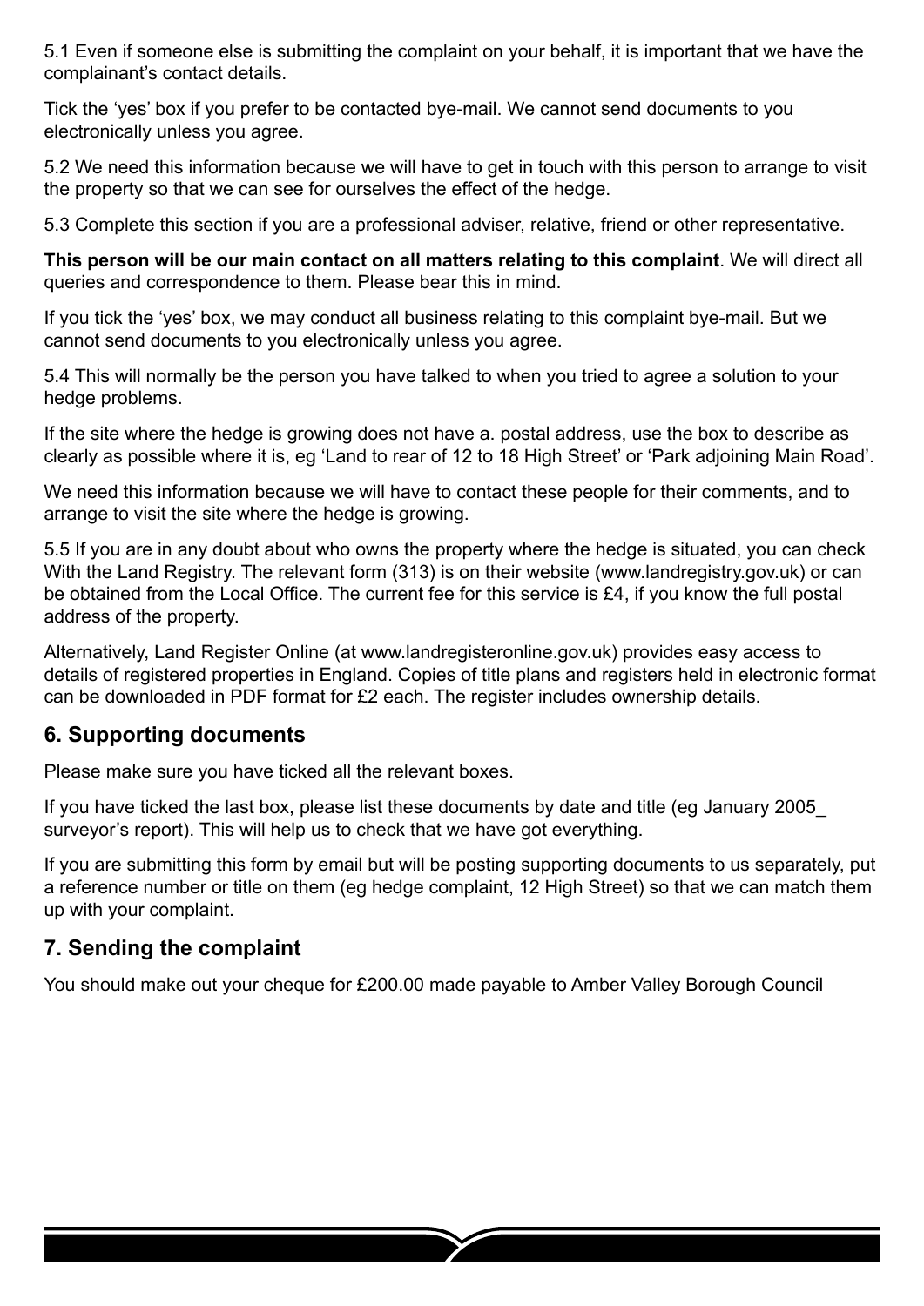5.1 Even if someone else is submitting the complaint on your behalf, it is important that we have the complainant's contact details.

Tick the 'yes' box if you prefer to be contacted bye-mail. We cannot send documents to you electronically unless you agree.

5.2 We need this information because we will have to get in touch with this person to arrange to visit the property so that we can see for ourselves the effect of the hedge.

5.3 Complete this section if you are a professional adviser, relative, friend or other representative.

**This person will be our main contact on all matters relating to this complaint**. We will direct all queries and correspondence to them. Please bear this in mind.

If you tick the 'yes' box, we may conduct all business relating to this complaint bye-mail. But we cannot send documents to you electronically unless you agree.

5.4 This will normally be the person you have talked to when you tried to agree a solution to your hedge problems.

If the site where the hedge is growing does not have a. postal address, use the box to describe as clearly as possible where it is, eg 'Land to rear of 12 to 18 High Street' or 'Park adjoining Main Road'.

We need this information because we will have to contact these people for their comments, and to arrange to visit the site where the hedge is growing.

5.5 If you are in any doubt about who owns the property where the hedge is situated, you can check With the Land Registry. The relevant form (313) is on their website (www.landregistry.gov.uk) or can be obtained from the Local Office. The current fee for this service is £4, if you know the full postal address of the property.

Alternatively, Land Register Online (at www.landregisteronline.gov.uk) provides easy access to details of registered properties in England. Copies of title plans and registers held in electronic format can be downloaded in PDF format for £2 each. The register includes ownership details.

## 6. Supporting documents

Please make sure you have ticked all the relevant boxes.

If you have ticked the last box, please list these documents by date and title (eg January 2005_ surveyor's report). This will help us to check that we have got everything.

If you are submitting this form by email but will be posting supporting documents to us separately, put a reference number or title on them (eg hedge complaint, 12 High Street) so that we can match them up with your complaint.

## 7. Sending the complaint

You should make out your cheque for £200.00 made payable to Amber Valley Borough Council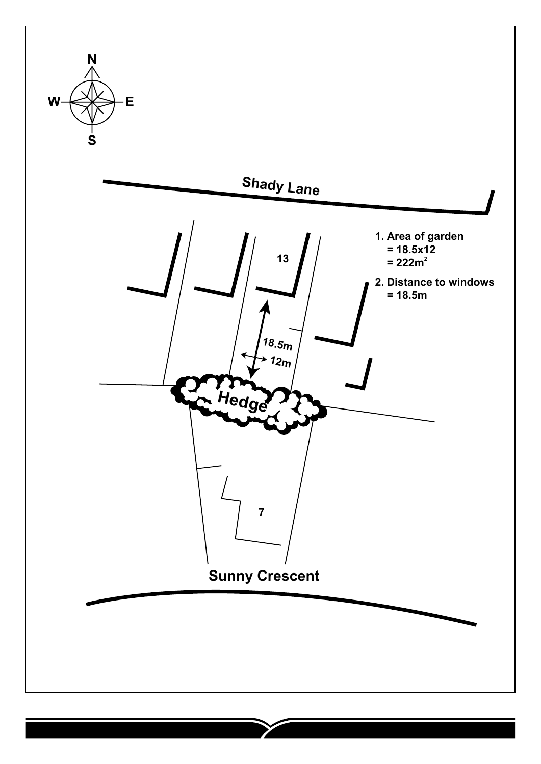N
W
E
S

Shady Lane

13

1. Area of garden
   = 18.5x12
   = 222m²

2. Distance to windows
   = 18.5m

18.5m

12m

Hedge

7

Sunny Crescent